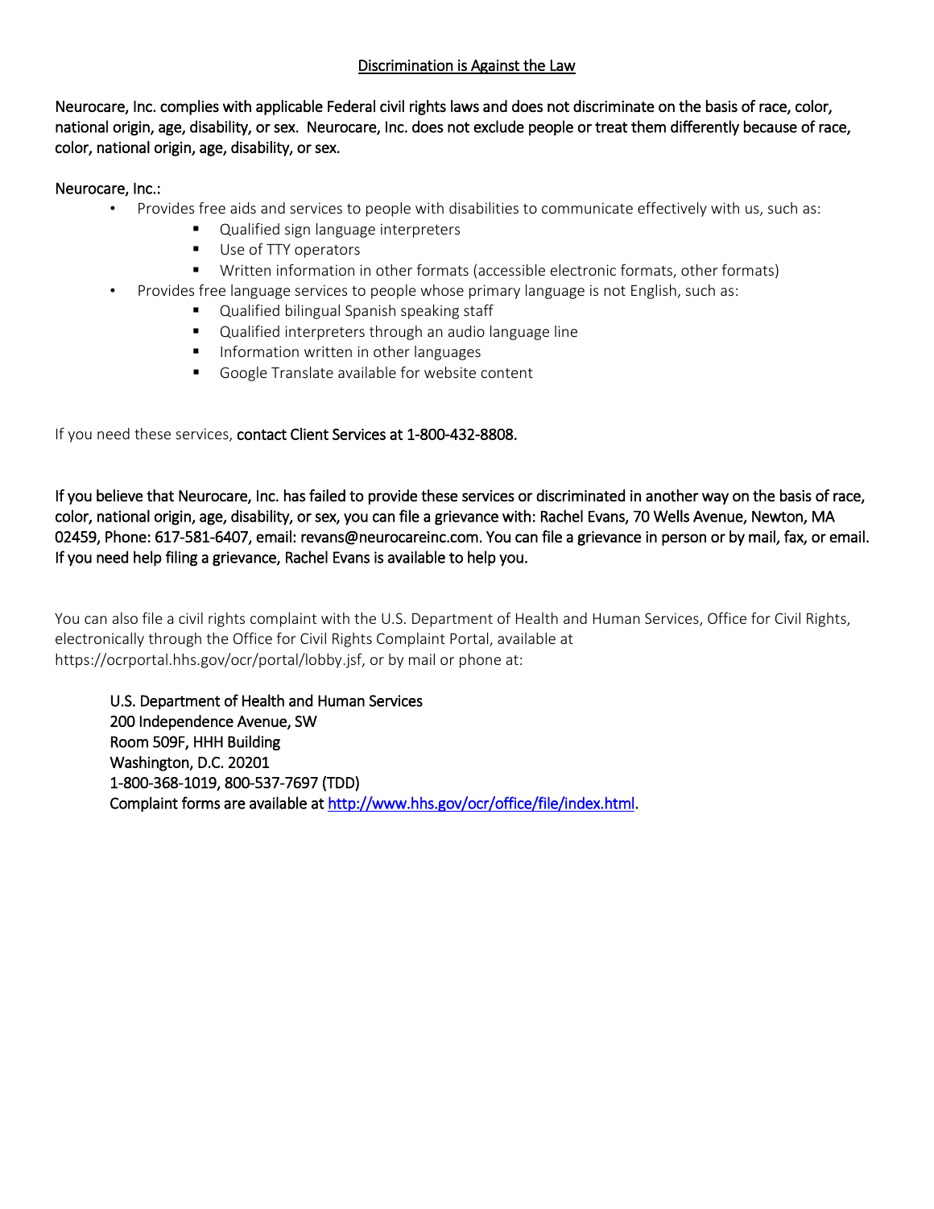## Discrimination is Against the Law

Neurocare, Inc. complies with applicable Federal civil rights laws and does not discriminate on the basis of race, color, national origin, age, disability, or sex. Neurocare, Inc. does not exclude people or treat them differently because of race, color, national origin, age, disability, or sex.

Neurocare, Inc.:

- Provides free aids and services to people with disabilities to communicate effectively with us, such as:
  - Qualified sign language interpreters
  - Use of TTY operators
  - Written information in other formats (accessible electronic formats, other formats)
- Provides free language services to people whose primary language is not English, such as:
  - Qualified bilingual Spanish speaking staff
  - Qualified interpreters through an audio language line
  - Information written in other languages
  - Google Translate available for website content

If you need these services, contact Client Services at 1-800-432-8808.

If you believe that Neurocare, Inc. has failed to provide these services or discriminated in another way on the basis of race, color, national origin, age, disability, or sex, you can file a grievance with: Rachel Evans, 70 Wells Avenue, Newton, MA 02459, Phone: 617-581-6407, email: revans@neurocareinc.com. You can file a grievance in person or by mail, fax, or email. If you need help filing a grievance, Rachel Evans is available to help you.

You can also file a civil rights complaint with the U.S. Department of Health and Human Services, Office for Civil Rights, electronically through the Office for Civil Rights Complaint Portal, available at https://ocrportal.hhs.gov/ocr/portal/lobby.jsf, or by mail or phone at:

> U.S. Department of Health and Human Services
> 200 Independence Avenue, SW
> Room 509F, HHH Building
> Washington, D.C. 20201
> 1-800-368-1019, 800-537-7697 (TDD)
> Complaint forms are available at [http://www.hhs.gov/ocr/office/file/index.html](http://www.hhs.gov/ocr/office/file/index.html).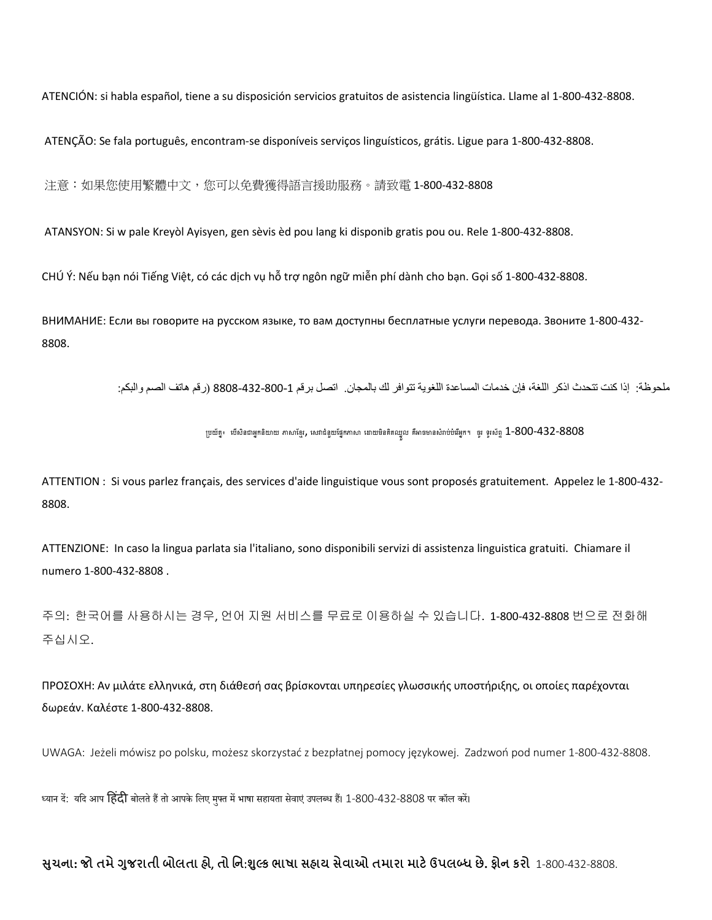ATENCIÓN: si habla español, tiene a su disposición servicios gratuitos de asistencia lingüística. Llame al 1-800-432-8808.

ATENÇÃO: Se fala português, encontram-se disponíveis serviços linguísticos, grátis. Ligue para 1-800-432-8808.

注意：如果您使用繁體中文，您可以免費獲得語言援助服務。請致電 1-800-432-8808

ATANSYON: Si w pale Kreyòl Ayisyen, gen sèvis èd pou lang ki disponib gratis pou ou. Rele 1-800-432-8808.

CHÚ Ý: Nếu bạn nói Tiếng Việt, có các dịch vụ hỗ trợ ngôn ngữ miễn phí dành cho bạn. Gọi số 1-800-432-8808.

ВНИМАНИЕ: Если вы говорите на русском языке, то вам доступны бесплатные услуги перевода. Звоните 1-800-432-8808.

ملحوظة: إذا كنت تتحدث اذكر اللغة، فإن خدمات المساعدة اللغوية تتوافر لك بالمجان. اتصل برقم 1-800-432-8808 (رقم هاتف الصم والبكم:

ប្រយ័ត្ន៖ បើសិនជាអ្នកនិយាយ ភាសាខ្មែរ, សេវាជំនួយផ្នែកភាសា ដោយមិនគិតឈ្នួល គឺអាចមានសំរាប់បំរើអ្នក។ ចូរ ទូរស័ព្ទ 1-800-432-8808

ATTENTION : Si vous parlez français, des services d'aide linguistique vous sont proposés gratuitement. Appelez le 1-800-432-8808.

ATTENZIONE: In caso la lingua parlata sia l'italiano, sono disponibili servizi di assistenza linguistica gratuiti. Chiamare il numero 1-800-432-8808 .

주의: 한국어를 사용하시는 경우, 언어 지원 서비스를 무료로 이용하실 수 있습니다. 1-800-432-8808 번으로 전화해 주십시오.

ΠΡΟΣΟΧΗ: Αν μιλάτε ελληνικά, στη διάθεσή σας βρίσκονται υπηρεσίες γλωσσικής υποστήριξης, οι οποίες παρέχονται δωρεάν. Καλέστε 1-800-432-8808.

UWAGA: Jeżeli mówisz po polsku, możesz skorzystać z bezpłatnej pomocy językowej. Zadzwoń pod numer 1-800-432-8808.

ध्यान दें: यदि आप हिंदी बोलते हैं तो आपके लिए मुफ्त में भाषा सहायता सेवाएं उपलब्ध हैं। 1-800-432-8808 पर कॉल करें।

**સુચના: જો તમે ગુજરાતી બોલતા હો, તો નિ:શુલ્ક ભાષા સહાય સેવાઓ તમારા માટે ઉપલબ્ધ છે. ફોન કરો** 1-800-432-8808.